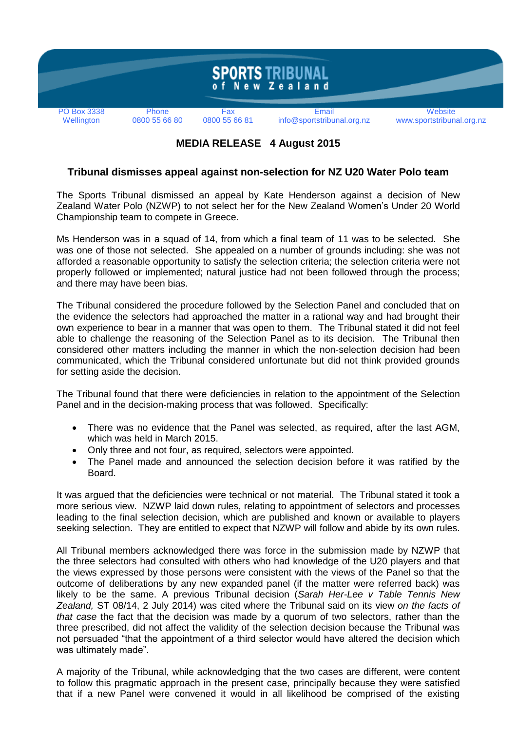# SPORTS TRIBUNAL of New Zealand

| PO Box 3338 Wellington | Phone 0800 55 66 80 | Fax 0800 55 66 81 | Email info@sportstribunal.org.nz | Website www.sportstribunal.org.nz |
|---|---|---|---|---|

**MEDIA RELEASE   4 August 2015**

## Tribunal dismisses appeal against non-selection for NZ U20 Water Polo team

The Sports Tribunal dismissed an appeal by Kate Henderson against a decision of New Zealand Water Polo (NZWP) to not select her for the New Zealand Women's Under 20 World Championship team to compete in Greece.

Ms Henderson was in a squad of 14, from which a final team of 11 was to be selected. She was one of those not selected. She appealed on a number of grounds including: she was not afforded a reasonable opportunity to satisfy the selection criteria; the selection criteria were not properly followed or implemented; natural justice had not been followed through the process; and there may have been bias.

The Tribunal considered the procedure followed by the Selection Panel and concluded that on the evidence the selectors had approached the matter in a rational way and had brought their own experience to bear in a manner that was open to them. The Tribunal stated it did not feel able to challenge the reasoning of the Selection Panel as to its decision. The Tribunal then considered other matters including the manner in which the non-selection decision had been communicated, which the Tribunal considered unfortunate but did not think provided grounds for setting aside the decision.

The Tribunal found that there were deficiencies in relation to the appointment of the Selection Panel and in the decision-making process that was followed. Specifically:

- There was no evidence that the Panel was selected, as required, after the last AGM, which was held in March 2015.
- Only three and not four, as required, selectors were appointed.
- The Panel made and announced the selection decision before it was ratified by the Board.

It was argued that the deficiencies were technical or not material. The Tribunal stated it took a more serious view. NZWP laid down rules, relating to appointment of selectors and processes leading to the final selection decision, which are published and known or available to players seeking selection. They are entitled to expect that NZWP will follow and abide by its own rules.

All Tribunal members acknowledged there was force in the submission made by NZWP that the three selectors had consulted with others who had knowledge of the U20 players and that the views expressed by those persons were consistent with the views of the Panel so that the outcome of deliberations by any new expanded panel (if the matter were referred back) was likely to be the same. A previous Tribunal decision (*Sarah Her-Lee v Table Tennis New Zealand,* ST 08/14, 2 July 2014) was cited where the Tribunal said on its view *on the facts of that case* the fact that the decision was made by a quorum of two selectors, rather than the three prescribed, did not affect the validity of the selection decision because the Tribunal was not persuaded "that the appointment of a third selector would have altered the decision which was ultimately made".

A majority of the Tribunal, while acknowledging that the two cases are different, were content to follow this pragmatic approach in the present case, principally because they were satisfied that if a new Panel were convened it would in all likelihood be comprised of the existing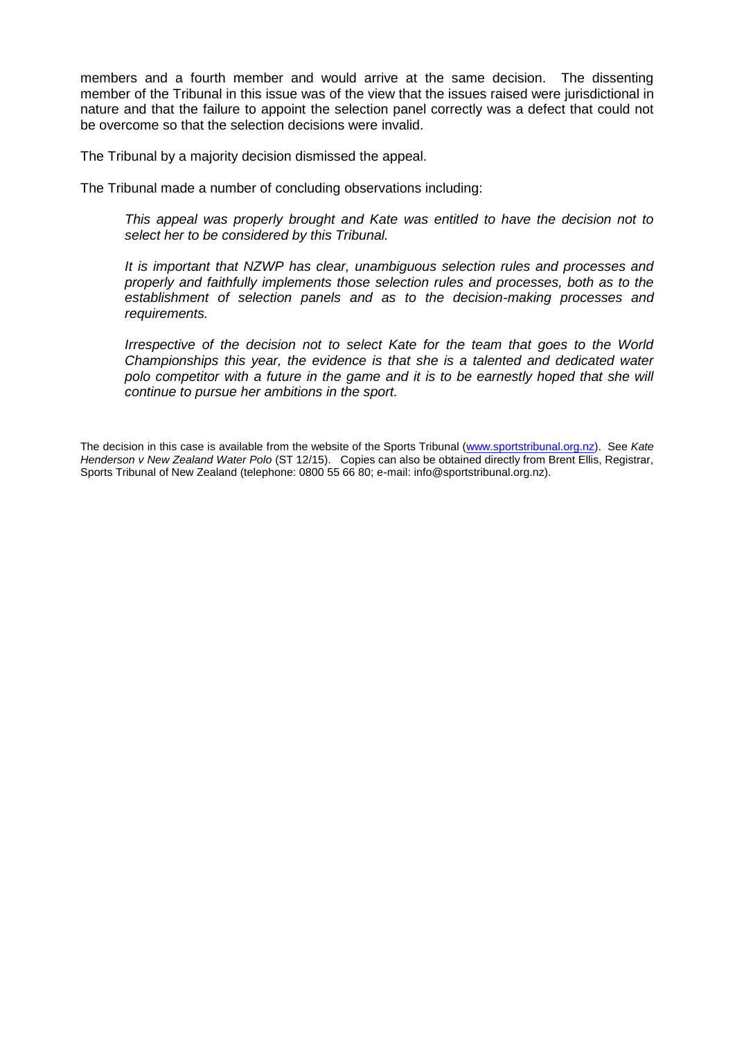members and a fourth member and would arrive at the same decision. The dissenting member of the Tribunal in this issue was of the view that the issues raised were jurisdictional in nature and that the failure to appoint the selection panel correctly was a defect that could not be overcome so that the selection decisions were invalid.

The Tribunal by a majority decision dismissed the appeal.

The Tribunal made a number of concluding observations including:

> *This appeal was properly brought and Kate was entitled to have the decision not to select her to be considered by this Tribunal.*
>
> *It is important that NZWP has clear, unambiguous selection rules and processes and properly and faithfully implements those selection rules and processes, both as to the establishment of selection panels and as to the decision-making processes and requirements.*
>
> *Irrespective of the decision not to select Kate for the team that goes to the World Championships this year, the evidence is that she is a talented and dedicated water polo competitor with a future in the game and it is to be earnestly hoped that she will continue to pursue her ambitions in the sport.*

The decision in this case is available from the website of the Sports Tribunal (www.sportstribunal.org.nz). See *Kate Henderson v New Zealand Water Polo* (ST 12/15). Copies can also be obtained directly from Brent Ellis, Registrar, Sports Tribunal of New Zealand (telephone: 0800 55 66 80; e-mail: info@sportstribunal.org.nz).